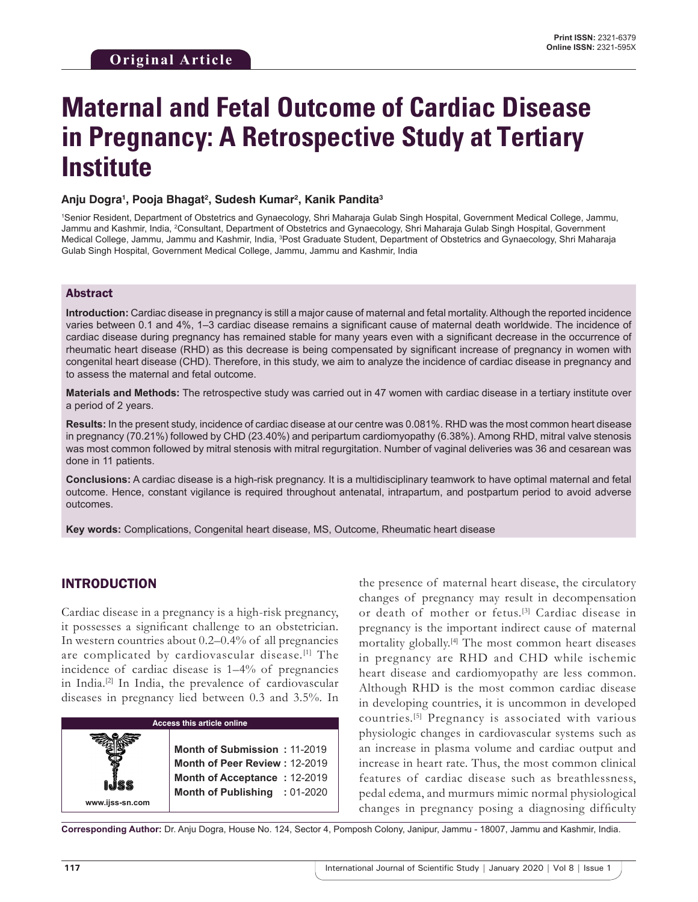Original Article

Print ISSN: 2321-6379
Online ISSN: 2321-595X

# Maternal and Fetal Outcome of Cardiac Disease in Pregnancy: A Retrospective Study at Tertiary Institute

**Anju Dogra[1], Pooja Bhagat[2], Sudesh Kumar[2], Kanik Pandita[3]**

[1]Senior Resident, Department of Obstetrics and Gynaecology, Shri Maharaja Gulab Singh Hospital, Government Medical College, Jammu, Jammu and Kashmir, India, [2]Consultant, Department of Obstetrics and Gynaecology, Shri Maharaja Gulab Singh Hospital, Government Medical College, Jammu, Jammu and Kashmir, India, [3]Post Graduate Student, Department of Obstetrics and Gynaecology, Shri Maharaja Gulab Singh Hospital, Government Medical College, Jammu, Jammu and Kashmir, India

## Abstract

**Introduction:** Cardiac disease in pregnancy is still a major cause of maternal and fetal mortality. Although the reported incidence varies between 0.1 and 4%, 1–3 cardiac disease remains a significant cause of maternal death worldwide. The incidence of cardiac disease during pregnancy has remained stable for many years even with a significant decrease in the occurrence of rheumatic heart disease (RHD) as this decrease is being compensated by significant increase of pregnancy in women with congenital heart disease (CHD). Therefore, in this study, we aim to analyze the incidence of cardiac disease in pregnancy and to assess the maternal and fetal outcome.

**Materials and Methods:** The retrospective study was carried out in 47 women with cardiac disease in a tertiary institute over a period of 2 years.

**Results:** In the present study, incidence of cardiac disease at our centre was 0.081%. RHD was the most common heart disease in pregnancy (70.21%) followed by CHD (23.40%) and peripartum cardiomyopathy (6.38%). Among RHD, mitral valve stenosis was most common followed by mitral stenosis with mitral regurgitation. Number of vaginal deliveries was 36 and cesarean was done in 11 patients.

**Conclusions:** A cardiac disease is a high-risk pregnancy. It is a multidisciplinary teamwork to have optimal maternal and fetal outcome. Hence, constant vigilance is required throughout antenatal, intrapartum, and postpartum period to avoid adverse outcomes.

**Key words:** Complications, Congenital heart disease, MS, Outcome, Rheumatic heart disease

## INTRODUCTION

Cardiac disease in a pregnancy is a high-risk pregnancy, it possesses a significant challenge to an obstetrician. In western countries about 0.2–0.4% of all pregnancies are complicated by cardiovascular disease.[1] The incidence of cardiac disease is 1–4% of pregnancies in India.[2] In India, the prevalence of cardiovascular diseases in pregnancy lied between 0.3 and 3.5%. In the presence of maternal heart disease, the circulatory changes of pregnancy may result in decompensation or death of mother or fetus.[3] Cardiac disease in pregnancy is the important indirect cause of maternal mortality globally.[4] The most common heart diseases in pregnancy are RHD and CHD while ischemic heart disease and cardiomyopathy are less common. Although RHD is the most common cardiac disease in developing countries, it is uncommon in developed countries.[5] Pregnancy is associated with various physiologic changes in cardiovascular systems such as an increase in plasma volume and cardiac output and increase in heart rate. Thus, the most common clinical features of cardiac disease such as breathlessness, pedal edema, and murmurs mimic normal physiological changes in pregnancy posing a diagnosing difficulty

| Access this article online | |
|---|---|
| www.ijss-sn.com | Month of Submission : 11-2019<br>Month of Peer Review : 12-2019<br>Month of Acceptance : 12-2019<br>Month of Publishing : 01-2020 |

**Corresponding Author:** Dr. Anju Dogra, House No. 124, Sector 4, Pomposh Colony, Janipur, Jammu - 18007, Jammu and Kashmir, India.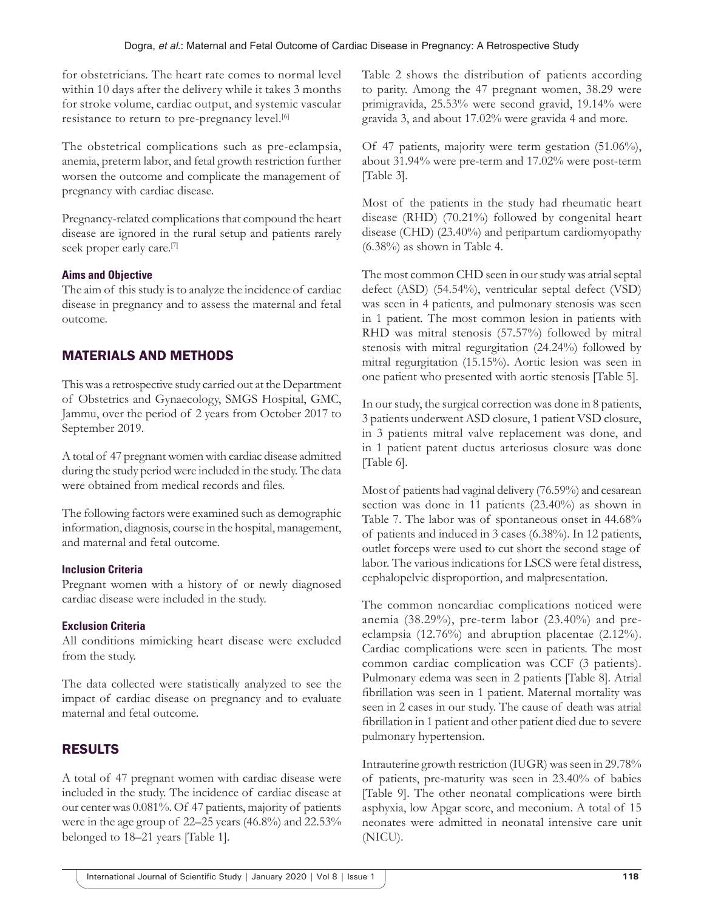for obstetricians. The heart rate comes to normal level within 10 days after the delivery while it takes 3 months for stroke volume, cardiac output, and systemic vascular resistance to return to pre-pregnancy level.[6]

The obstetrical complications such as pre-eclampsia, anemia, preterm labor, and fetal growth restriction further worsen the outcome and complicate the management of pregnancy with cardiac disease.

Pregnancy-related complications that compound the heart disease are ignored in the rural setup and patients rarely seek proper early care.[7]

### Aims and Objective

The aim of this study is to analyze the incidence of cardiac disease in pregnancy and to assess the maternal and fetal outcome.

## MATERIALS AND METHODS

This was a retrospective study carried out at the Department of Obstetrics and Gynaecology, SMGS Hospital, GMC, Jammu, over the period of 2 years from October 2017 to September 2019.

A total of 47 pregnant women with cardiac disease admitted during the study period were included in the study. The data were obtained from medical records and files.

The following factors were examined such as demographic information, diagnosis, course in the hospital, management, and maternal and fetal outcome.

### Inclusion Criteria

Pregnant women with a history of or newly diagnosed cardiac disease were included in the study.

### Exclusion Criteria

All conditions mimicking heart disease were excluded from the study.

The data collected were statistically analyzed to see the impact of cardiac disease on pregnancy and to evaluate maternal and fetal outcome.

## RESULTS

A total of 47 pregnant women with cardiac disease were included in the study. The incidence of cardiac disease at our center was 0.081%. Of 47 patients, majority of patients were in the age group of 22–25 years (46.8%) and 22.53% belonged to 18–21 years [Table 1].

Table 2 shows the distribution of patients according to parity. Among the 47 pregnant women, 38.29 were primigravida, 25.53% were second gravid, 19.14% were gravida 3, and about 17.02% were gravida 4 and more.

Of 47 patients, majority were term gestation (51.06%), about 31.94% were pre-term and 17.02% were post-term [Table 3].

Most of the patients in the study had rheumatic heart disease (RHD) (70.21%) followed by congenital heart disease (CHD) (23.40%) and peripartum cardiomyopathy (6.38%) as shown in Table 4.

The most common CHD seen in our study was atrial septal defect (ASD) (54.54%), ventricular septal defect (VSD) was seen in 4 patients, and pulmonary stenosis was seen in 1 patient. The most common lesion in patients with RHD was mitral stenosis (57.57%) followed by mitral stenosis with mitral regurgitation (24.24%) followed by mitral regurgitation (15.15%). Aortic lesion was seen in one patient who presented with aortic stenosis [Table 5].

In our study, the surgical correction was done in 8 patients, 3 patients underwent ASD closure, 1 patient VSD closure, in 3 patients mitral valve replacement was done, and in 1 patient patent ductus arteriosus closure was done [Table 6].

Most of patients had vaginal delivery (76.59%) and cesarean section was done in 11 patients (23.40%) as shown in Table 7. The labor was of spontaneous onset in 44.68% of patients and induced in 3 cases (6.38%). In 12 patients, outlet forceps were used to cut short the second stage of labor. The various indications for LSCS were fetal distress, cephalopelvic disproportion, and malpresentation.

The common noncardiac complications noticed were anemia (38.29%), pre-term labor (23.40%) and pre-eclampsia (12.76%) and abruption placentae (2.12%). Cardiac complications were seen in patients. The most common cardiac complication was CCF (3 patients). Pulmonary edema was seen in 2 patients [Table 8]. Atrial fibrillation was seen in 1 patient. Maternal mortality was seen in 2 cases in our study. The cause of death was atrial fibrillation in 1 patient and other patient died due to severe pulmonary hypertension.

Intrauterine growth restriction (IUGR) was seen in 29.78% of patients, pre-maturity was seen in 23.40% of babies [Table 9]. The other neonatal complications were birth asphyxia, low Apgar score, and meconium. A total of 15 neonates were admitted in neonatal intensive care unit (NICU).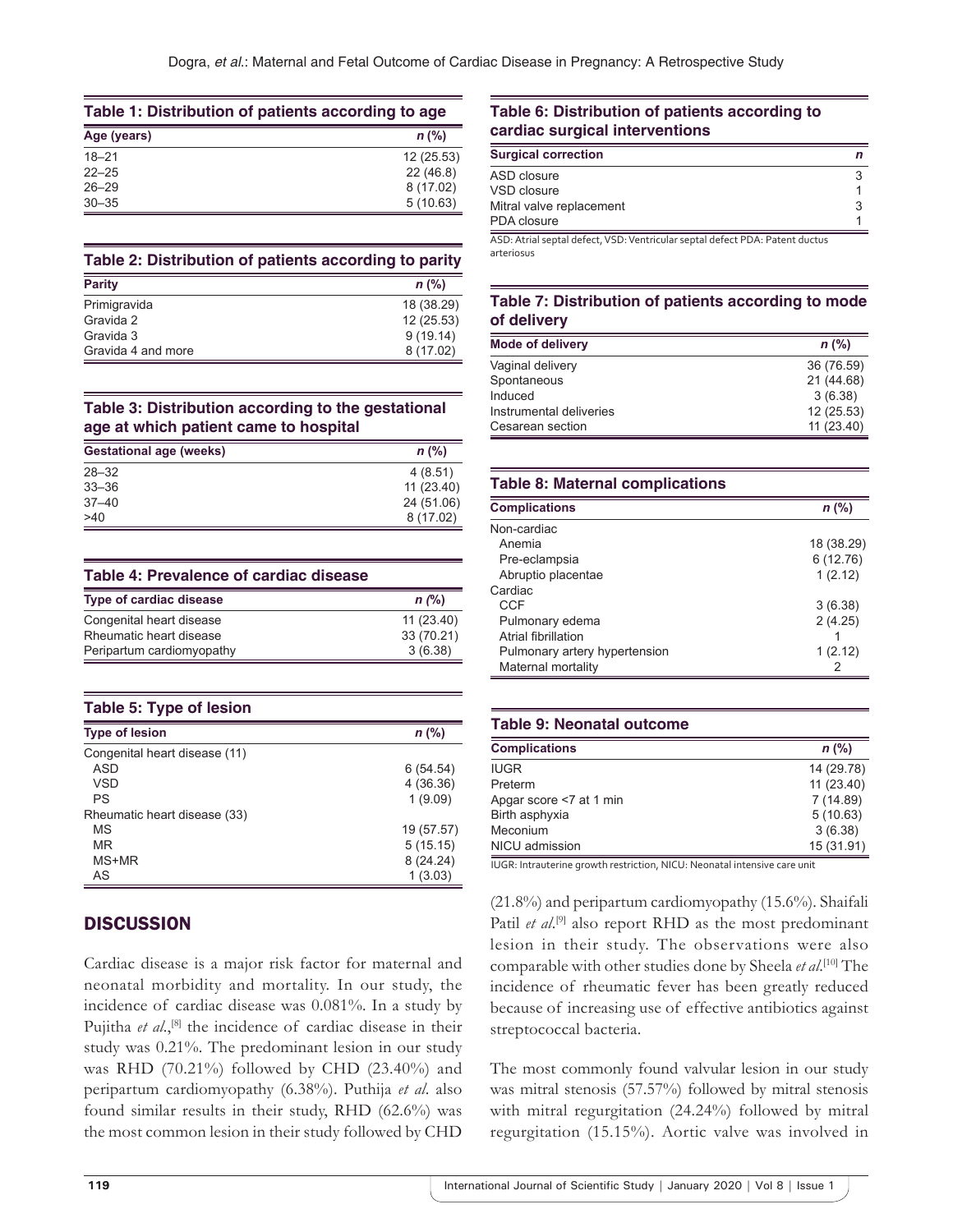**Table 1: Distribution of patients according to age**

| Age (years) | n (%) |
|---|---|
| 18–21 | 12 (25.53) |
| 22–25 | 22 (46.8) |
| 26–29 | 8 (17.02) |
| 30–35 | 5 (10.63) |

**Table 2: Distribution of patients according to parity**

| Parity | n (%) |
|---|---|
| Primigravida | 18 (38.29) |
| Gravida 2 | 12 (25.53) |
| Gravida 3 | 9 (19.14) |
| Gravida 4 and more | 8 (17.02) |

**Table 3: Distribution according to the gestational age at which patient came to hospital**

| Gestational age (weeks) | n (%) |
|---|---|
| 28–32 | 4 (8.51) |
| 33–36 | 11 (23.40) |
| 37–40 | 24 (51.06) |
| >40 | 8 (17.02) |

**Table 4: Prevalence of cardiac disease**

| Type of cardiac disease | n (%) |
|---|---|
| Congenital heart disease | 11 (23.40) |
| Rheumatic heart disease | 33 (70.21) |
| Peripartum cardiomyopathy | 3 (6.38) |

**Table 5: Type of lesion**

| Type of lesion | n (%) |
|---|---|
| Congenital heart disease (11) | |
| ASD | 6 (54.54) |
| VSD | 4 (36.36) |
| PS | 1 (9.09) |
| Rheumatic heart disease (33) | |
| MS | 19 (57.57) |
| MR | 5 (15.15) |
| MS+MR | 8 (24.24) |
| AS | 1 (3.03) |

## DISCUSSION

Cardiac disease is a major risk factor for maternal and neonatal morbidity and mortality. In our study, the incidence of cardiac disease was 0.081%. In a study by Pujitha *et al*.,[8] the incidence of cardiac disease in their study was 0.21%. The predominant lesion in our study was RHD (70.21%) followed by CHD (23.40%) and peripartum cardiomyopathy (6.38%). Puthija *et al*. also found similar results in their study, RHD (62.6%) was the most common lesion in their study followed by CHD (21.8%) and peripartum cardiomyopathy (15.6%). Shaifali Patil *et al*.[9] also report RHD as the most predominant lesion in their study. The observations were also comparable with other studies done by Sheela *et al*.[10] The incidence of rheumatic fever has been greatly reduced because of increasing use of effective antibiotics against streptococcal bacteria.

The most commonly found valvular lesion in our study was mitral stenosis (57.57%) followed by mitral stenosis with mitral regurgitation (24.24%) followed by mitral regurgitation (15.15%). Aortic valve was involved in

**Table 6: Distribution of patients according to cardiac surgical interventions**

| Surgical correction | n |
|---|---|
| ASD closure | 3 |
| VSD closure | 1 |
| Mitral valve replacement | 3 |
| PDA closure | 1 |

ASD: Atrial septal defect, VSD: Ventricular septal defect PDA: Patent ductus arteriosus

**Table 7: Distribution of patients according to mode of delivery**

| Mode of delivery | n (%) |
|---|---|
| Vaginal delivery | 36 (76.59) |
| Spontaneous | 21 (44.68) |
| Induced | 3 (6.38) |
| Instrumental deliveries | 12 (25.53) |
| Cesarean section | 11 (23.40) |

**Table 8: Maternal complications**

| Complications | n (%) |
|---|---|
| Non-cardiac | |
| Anemia | 18 (38.29) |
| Pre-eclampsia | 6 (12.76) |
| Abruptio placentae | 1 (2.12) |
| Cardiac | |
| CCF | 3 (6.38) |
| Pulmonary edema | 2 (4.25) |
| Atrial fibrillation | 1 |
| Pulmonary artery hypertension | 1 (2.12) |
| Maternal mortality | 2 |

**Table 9: Neonatal outcome**

| Complications | n (%) |
|---|---|
| IUGR | 14 (29.78) |
| Preterm | 11 (23.40) |
| Apgar score <7 at 1 min | 7 (14.89) |
| Birth asphyxia | 5 (10.63) |
| Meconium | 3 (6.38) |
| NICU admission | 15 (31.91) |

IUGR: Intrauterine growth restriction, NICU: Neonatal intensive care unit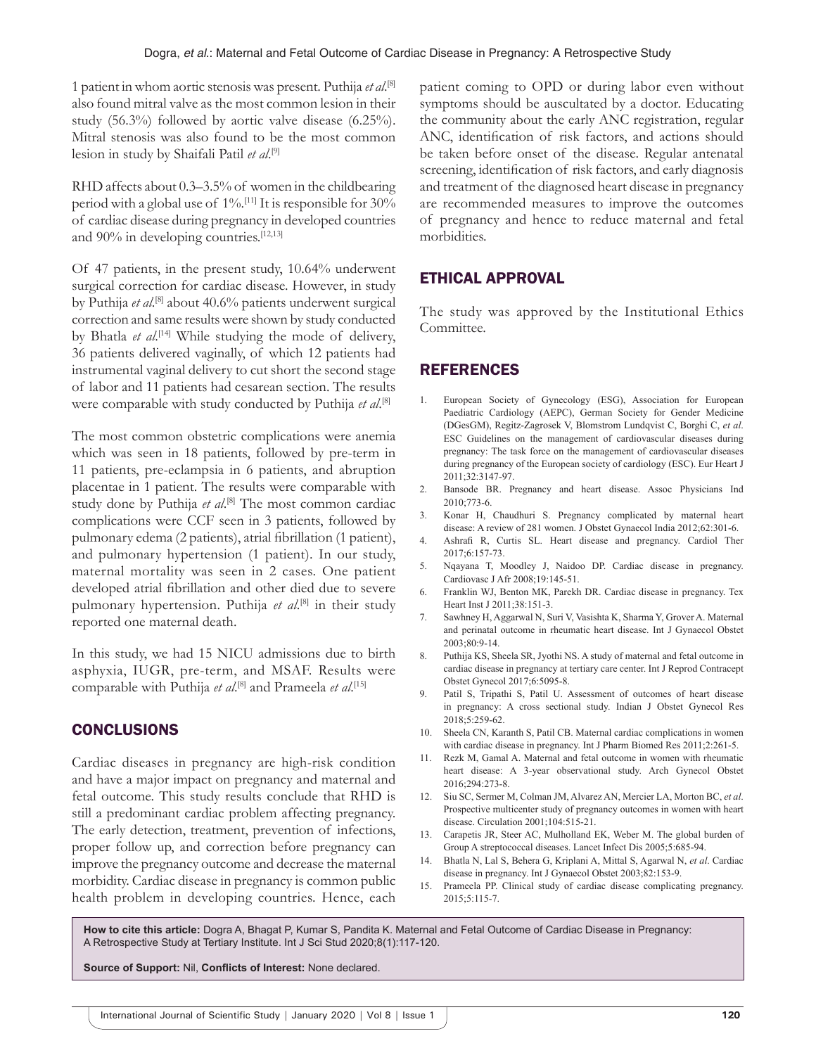1 patient in whom aortic stenosis was present. Puthija *et al*.[8] also found mitral valve as the most common lesion in their study (56.3%) followed by aortic valve disease (6.25%). Mitral stenosis was also found to be the most common lesion in study by Shaifali Patil *et al*.[9]

RHD affects about 0.3–3.5% of women in the childbearing period with a global use of 1%.[11] It is responsible for 30% of cardiac disease during pregnancy in developed countries and 90% in developing countries.[12,13]

Of 47 patients, in the present study, 10.64% underwent surgical correction for cardiac disease. However, in study by Puthija *et al*.[8] about 40.6% patients underwent surgical correction and same results were shown by study conducted by Bhatla *et al*.[14] While studying the mode of delivery, 36 patients delivered vaginally, of which 12 patients had instrumental vaginal delivery to cut short the second stage of labor and 11 patients had cesarean section. The results were comparable with study conducted by Puthija *et al*.[8]

The most common obstetric complications were anemia which was seen in 18 patients, followed by pre-term in 11 patients, pre-eclampsia in 6 patients, and abruption placentae in 1 patient. The results were comparable with study done by Puthija *et al*.[8] The most common cardiac complications were CCF seen in 3 patients, followed by pulmonary edema (2 patients), atrial fibrillation (1 patient), and pulmonary hypertension (1 patient). In our study, maternal mortality was seen in 2 cases. One patient developed atrial fibrillation and other died due to severe pulmonary hypertension. Puthija *et al*.[8] in their study reported one maternal death.

In this study, we had 15 NICU admissions due to birth asphyxia, IUGR, pre-term, and MSAF. Results were comparable with Puthija *et al*.[8] and Prameela *et al*.[15]

## CONCLUSIONS

Cardiac diseases in pregnancy are high-risk condition and have a major impact on pregnancy and maternal and fetal outcome. This study results conclude that RHD is still a predominant cardiac problem affecting pregnancy. The early detection, treatment, prevention of infections, proper follow up, and correction before pregnancy can improve the pregnancy outcome and decrease the maternal morbidity. Cardiac disease in pregnancy is common public health problem in developing countries. Hence, each patient coming to OPD or during labor even without symptoms should be auscultated by a doctor. Educating the community about the early ANC registration, regular ANC, identification of risk factors, and actions should be taken before onset of the disease. Regular antenatal screening, identification of risk factors, and early diagnosis and treatment of the diagnosed heart disease in pregnancy are recommended measures to improve the outcomes of pregnancy and hence to reduce maternal and fetal morbidities.

## ETHICAL APPROVAL

The study was approved by the Institutional Ethics Committee.

## REFERENCES

1. European Society of Gynecology (ESG), Association for European Paediatric Cardiology (AEPC), German Society for Gender Medicine (DGesGM), Regitz-Zagrosek V, Blomstrom Lundqvist C, Borghi C, *et al*. ESC Guidelines on the management of cardiovascular diseases during pregnancy: The task force on the management of cardiovascular diseases during pregnancy of the European society of cardiology (ESC). Eur Heart J 2011;32:3147-97.
2. Bansode BR. Pregnancy and heart disease. Assoc Physicians Ind 2010;773-6.
3. Konar H, Chaudhuri S. Pregnancy complicated by maternal heart disease: A review of 281 women. J Obstet Gynaecol India 2012;62:301-6.
4. Ashrafi R, Curtis SL. Heart disease and pregnancy. Cardiol Ther 2017;6:157-73.
5. Nqayana T, Moodley J, Naidoo DP. Cardiac disease in pregnancy. Cardiovasc J Afr 2008;19:145-51.
6. Franklin WJ, Benton MK, Parekh DR. Cardiac disease in pregnancy. Tex Heart Inst J 2011;38:151-3.
7. Sawhney H, Aggarwal N, Suri V, Vasishta K, Sharma Y, Grover A. Maternal and perinatal outcome in rheumatic heart disease. Int J Gynaecol Obstet 2003;80:9-14.
8. Puthija KS, Sheela SR, Jyothi NS. A study of maternal and fetal outcome in cardiac disease in pregnancy at tertiary care center. Int J Reprod Contracept Obstet Gynecol 2017;6:5095-8.
9. Patil S, Tripathi S, Patil U. Assessment of outcomes of heart disease in pregnancy: A cross sectional study. Indian J Obstet Gynecol Res 2018;5:259-62.
10. Sheela CN, Karanth S, Patil CB. Maternal cardiac complications in women with cardiac disease in pregnancy. Int J Pharm Biomed Res 2011;2:261-5.
11. Rezk M, Gamal A. Maternal and fetal outcome in women with rheumatic heart disease: A 3-year observational study. Arch Gynecol Obstet 2016;294:273-8.
12. Siu SC, Sermer M, Colman JM, Alvarez AN, Mercier LA, Morton BC, *et al*. Prospective multicenter study of pregnancy outcomes in women with heart disease. Circulation 2001;104:515-21.
13. Carapetis JR, Steer AC, Mulholland EK, Weber M. The global burden of Group A streptococcal diseases. Lancet Infect Dis 2005;5:685-94.
14. Bhatla N, Lal S, Behera G, Kriplani A, Mittal S, Agarwal N, *et al*. Cardiac disease in pregnancy. Int J Gynaecol Obstet 2003;82:153-9.
15. Prameela PP. Clinical study of cardiac disease complicating pregnancy. 2015;5:115-7.

**How to cite this article:** Dogra A, Bhagat P, Kumar S, Pandita K. Maternal and Fetal Outcome of Cardiac Disease in Pregnancy: A Retrospective Study at Tertiary Institute. Int J Sci Stud 2020;8(1):117-120.

**Source of Support:** Nil, **Conflicts of Interest:** None declared.